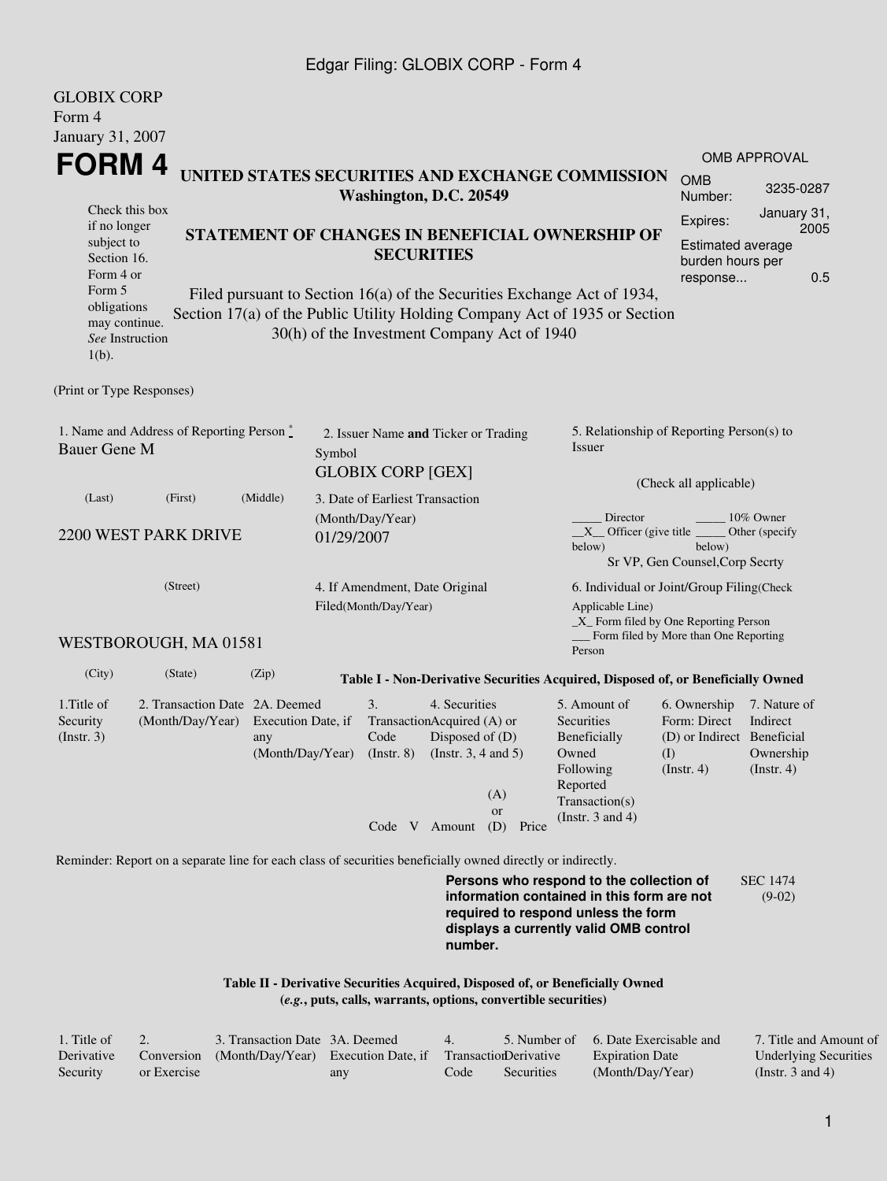GLOBIX CORP
Form 4
January 31, 2007

# FORM 4

## UNITED STATES SECURITIES AND EXCHANGE COMMISSION
**Washington, D.C. 20549**

Check this box if no longer subject to Section 16. Form 4 or Form 5 obligations may continue. *See* Instruction 1(b).

### STATEMENT OF CHANGES IN BENEFICIAL OWNERSHIP OF SECURITIES

Filed pursuant to Section 16(a) of the Securities Exchange Act of 1934, Section 17(a) of the Public Utility Holding Company Act of 1935 or Section 30(h) of the Investment Company Act of 1940

| OMB APPROVAL | |
|---|---|
| OMB Number: | 3235-0287 |
| Expires: | January 31, 2005 |
| Estimated average burden hours per response... | 0.5 |

(Print or Type Responses)

1. Name and Address of Reporting Person *
Bauer Gene M

(Last) (First) (Middle)

2200 WEST PARK DRIVE

(Street)

WESTBOROUGH, MA 01581

(City) (State) (Zip)

2. Issuer Name **and** Ticker or Trading Symbol
GLOBIX CORP [GEX]

3. Date of Earliest Transaction (Month/Day/Year)
01/29/2007

4. If Amendment, Date Original Filed(Month/Day/Year)

5. Relationship of Reporting Person(s) to Issuer

(Check all applicable)

_____ Director _____ 10% Owner
__X__ Officer (give title below) _____ Other (specify below)
Sr VP, Gen Counsel,Corp Secrty

6. Individual or Joint/Group Filing(Check Applicable Line)
_X_ Form filed by One Reporting Person
___ Form filed by More than One Reporting Person

**Table I - Non-Derivative Securities Acquired, Disposed of, or Beneficially Owned**

| 1.Title of Security (Instr. 3) | 2. Transaction Date (Month/Day/Year) | 2A. Deemed Execution Date, if any (Month/Day/Year) | 3. Transaction Code (Instr. 8) | | 4. Securities Acquired (A) or Disposed of (D) (Instr. 3, 4 and 5) | | | 5. Amount of Securities Beneficially Owned Following Reported Transaction(s) (Instr. 3 and 4) | 6. Ownership Form: Direct (D) or Indirect (I) (Instr. 4) | 7. Nature of Indirect Beneficial Ownership (Instr. 4) |
|---|---|---|---|---|---|---|---|---|---|---|
| | | | Code | V | Amount | (A) or (D) | Price | | | |

Reminder: Report on a separate line for each class of securities beneficially owned directly or indirectly.

**Persons who respond to the collection of information contained in this form are not required to respond unless the form displays a currently valid OMB control number.**

SEC 1474 (9-02)

**Table II - Derivative Securities Acquired, Disposed of, or Beneficially Owned**
**(*e.g.*, puts, calls, warrants, options, convertible securities)**

| 1. Title of Derivative Security | 2. Conversion or Exercise | 3. Transaction Date (Month/Day/Year) | 3A. Deemed Execution Date, if any | 4. Transaction Code | 5. Number of Derivative Securities | 6. Date Exercisable and Expiration Date (Month/Day/Year) | 7. Title and Amount of Underlying Securities (Instr. 3 and 4) |
|---|---|---|---|---|---|---|---|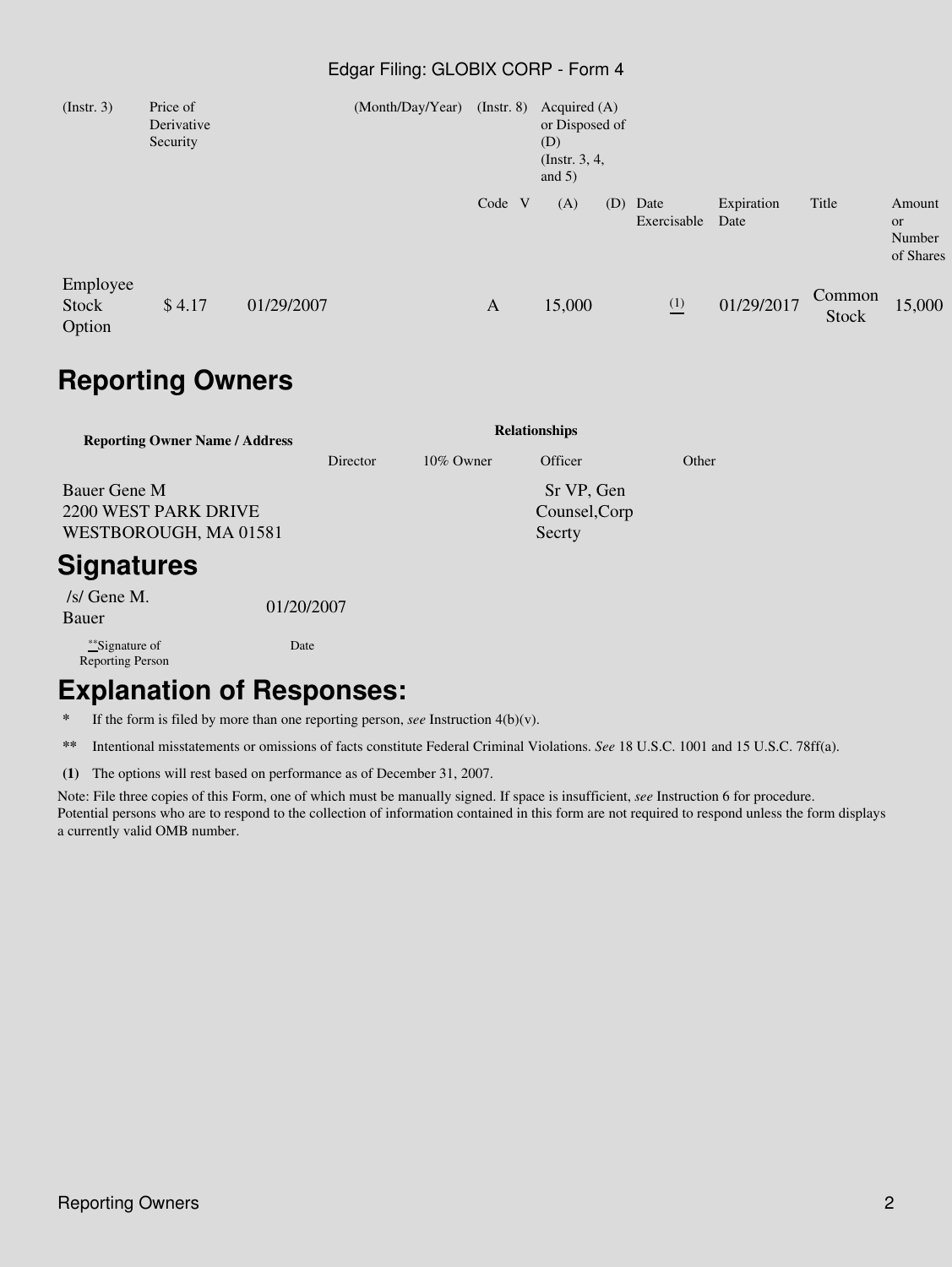| (Instr. 3) | Price of Derivative Security | (Month/Day/Year) | (Instr. 8) | | Acquired (A) or Disposed of (D) (Instr. 3, 4, and 5) | | | | | |
|---|---|---|---|---|---|---|---|---|---|---|
| | | | Code | V | (A) | (D) | Date Exercisable | Expiration Date | Title | Amount or Number of Shares |
| Employee Stock Option | $ 4.17 | 01/29/2007 | A | | 15,000 | | (1) | 01/29/2017 | Common Stock | 15,000 |

## Reporting Owners

| Reporting Owner Name / Address | Relationships | | | |
|---|---|---|---|---|
| | Director | 10% Owner | Officer | Other |
| Bauer Gene M<br>2200 WEST PARK DRIVE<br>WESTBOROUGH, MA 01581 | | | Sr VP, Gen Counsel,Corp Secrty | |

## Signatures

| | |
|---|---|
| /s/ Gene M. Bauer | 01/20/2007 |
| **Signature of Reporting Person | Date |

## Explanation of Responses:

\* If the form is filed by more than one reporting person, *see* Instruction 4(b)(v).

** Intentional misstatements or omissions of facts constitute Federal Criminal Violations. *See* 18 U.S.C. 1001 and 15 U.S.C. 78ff(a).

**(1)** The options will rest based on performance as of December 31, 2007.

Note: File three copies of this Form, one of which must be manually signed. If space is insufficient, *see* Instruction 6 for procedure.
Potential persons who are to respond to the collection of information contained in this form are not required to respond unless the form displays a currently valid OMB number.